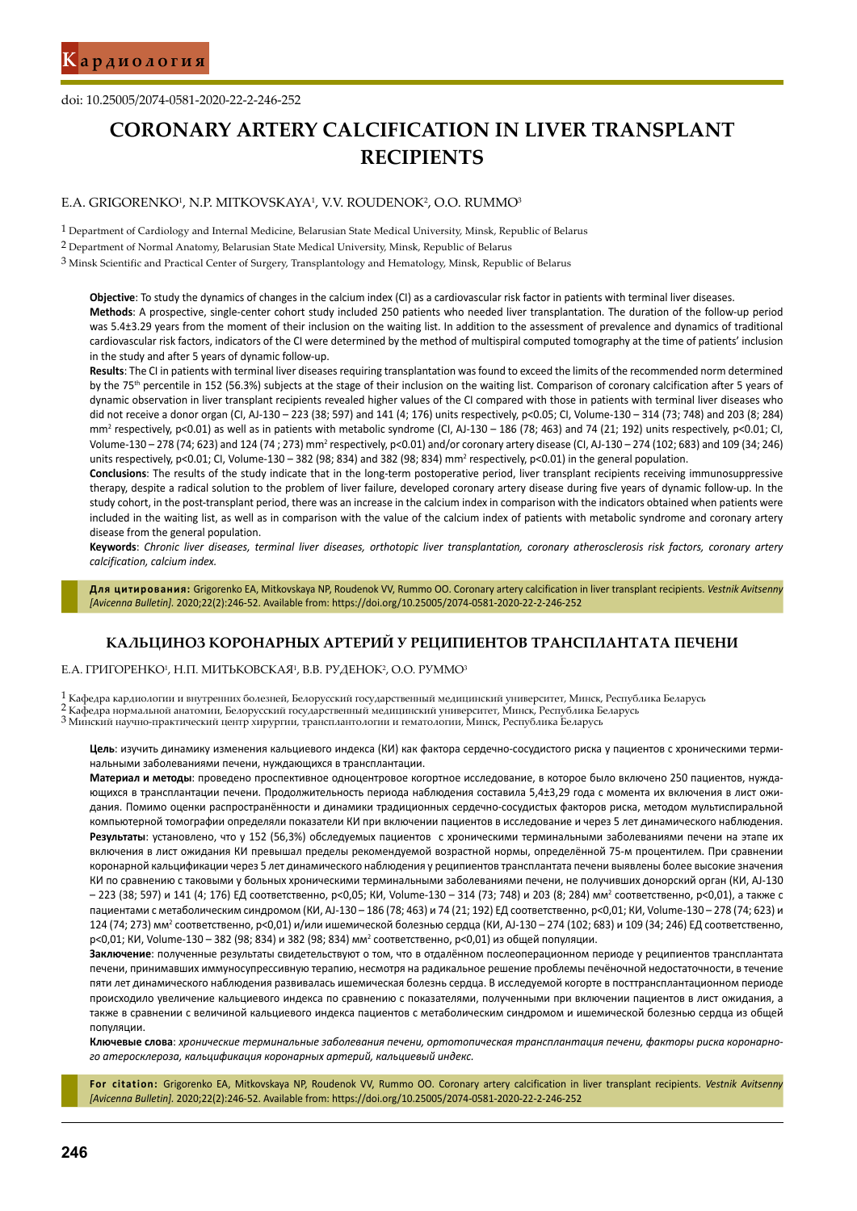doi: 10.25005/2074-0581-2020-22-2-246-252

# CORONARY ARTERY CALCIFICATION IN LIVER TRANSPLANT RECIPIENTS

E.A. GRIGORENKO[1], N.P. MITKOVSKAYA[1], V.V. ROUDENOK[2], O.O. RUMMO[3]

1 Department of Cardiology and Internal Medicine, Belarusian State Medical University, Minsk, Republic of Belarus

2 Department of Normal Anatomy, Belarusian State Medical University, Minsk, Republic of Belarus

3 Minsk Scientific and Practical Center of Surgery, Transplantology and Hematology, Minsk, Republic of Belarus

**Objective**: To study the dynamics of changes in the calcium index (CI) as a cardiovascular risk factor in patients with terminal liver diseases.

**Methods**: A prospective, single-center cohort study included 250 patients who needed liver transplantation. The duration of the follow-up period was 5.4±3.29 years from the moment of their inclusion on the waiting list. In addition to the assessment of prevalence and dynamics of traditional cardiovascular risk factors, indicators of the CI were determined by the method of multispiral computed tomography at the time of patients' inclusion in the study and after 5 years of dynamic follow-up.

**Results**: The CI in patients with terminal liver diseases requiring transplantation was found to exceed the limits of the recommended norm determined by the 75th percentile in 152 (56.3%) subjects at the stage of their inclusion on the waiting list. Comparison of coronary calcification after 5 years of dynamic observation in liver transplant recipients revealed higher values of the CI compared with those in patients with terminal liver diseases who did not receive a donor organ (CI, AJ-130 – 223 (38; 597) and 141 (4; 176) units respectively, p<0.05; CI, Volume-130 – 314 (73; 748) and 203 (8; 284) mm$^2$ respectively, p<0.01) as well as in patients with metabolic syndrome (CI, AJ-130 – 186 (78; 463) and 74 (21; 192) units respectively, p<0.01; CI, Volume-130 – 278 (74; 623) and 124 (74 ; 273) mm$^2$ respectively, p<0.01) and/or coronary artery disease (CI, AJ-130 – 274 (102; 683) and 109 (34; 246) units respectively, p<0.01; CI, Volume-130 – 382 (98; 834) and 382 (98; 834) mm$^2$ respectively, p<0.01) in the general population.

**Conclusions**: The results of the study indicate that in the long-term postoperative period, liver transplant recipients receiving immunosuppressive therapy, despite a radical solution to the problem of liver failure, developed coronary artery disease during five years of dynamic follow-up. In the study cohort, in the post-transplant period, there was an increase in the calcium index in comparison with the indicators obtained when patients were included in the waiting list, as well as in comparison with the value of the calcium index of patients with metabolic syndrome and coronary artery disease from the general population.

**Keywords**: *Chronic liver diseases, terminal liver diseases, orthotopic liver transplantation, coronary atherosclerosis risk factors, coronary artery calcification, calcium index.*

**Для цитирования:** Grigorenko EA, Mitkovskaya NP, Roudenok VV, Rummo OO. Coronary artery calcification in liver transplant recipients. *Vestnik Avitsenny [Avicenna Bulletin].* 2020;22(2):246-52. Available from: https://doi.org/10.25005/2074-0581-2020-22-2-246-252

## КАЛЬЦИНОЗ КОРОНАРНЫХ АРТЕРИЙ У РЕЦИПИЕНТОВ ТРАНСПЛАНТАТА ПЕЧЕНИ

Е.А. ГРИГОРЕНКО[1], Н.П. МИТЬКОВСКАЯ[1], В.В. РУДЕНОК[2], О.О. РУММО[3]

1 Кафедра кардиологии и внутренних болезней, Белорусский государственный медицинский университет, Минск, Республика Беларусь

2 Кафедра нормальной анатомии, Белорусский государственный медицинский университет, Минск, Республика Беларусь

3 Минский научно-практический центр хирургии, трансплантологии и гематологии, Минск, Республика Беларусь

**Цель**: изучить динамику изменения кальциевого индекса (КИ) как фактора сердечно-сосудистого риска у пациентов с хроническими терминальными заболеваниями печени, нуждающихся в трансплантации.

**Материал и методы**: проведено проспективное одноцентровое когортное исследование, в которое было включено 250 пациентов, нуждающихся в трансплантации печени. Продолжительность периода наблюдения составила 5,4±3,29 года с момента их включения в лист ожидания. Помимо оценки распространённости и динамики традиционных сердечно-сосудистых факторов риска, методом мультиспиральной компьютерной томографии определяли показатели КИ при включении пациентов в исследование и через 5 лет динамического наблюдения.

**Результаты**: установлено, что у 152 (56,3%) обследуемых пациентов с хроническими терминальными заболеваниями печени на этапе их включения в лист ожидания КИ превышал пределы рекомендуемой возрастной нормы, определённой 75-м процентилем. При сравнении коронарной кальцификации через 5 лет динамического наблюдения у реципиентов трансплантата печени выявлены более высокие значения КИ по сравнению с таковыми у больных хроническими терминальными заболеваниями печени, не получивших донорский орган (КИ, AJ-130 – 223 (38; 597) и 141 (4; 176) ЕД соответственно, p<0,05; КИ, Volume-130 – 314 (73; 748) и 203 (8; 284) мм$^2$ соответственно, p<0,01), а также с пациентами с метаболическим синдромом (КИ, AJ-130 – 186 (78; 463) и 74 (21; 192) ЕД соответственно, p<0,01; КИ, Volume-130 – 278 (74; 623) и 124 (74; 273) мм$^2$ соответственно, p<0,01) и/или ишемической болезнью сердца (КИ, AJ-130 – 274 (102; 683) и 109 (34; 246) ЕД соответственно, p<0,01; КИ, Volume-130 – 382 (98; 834) и 382 (98; 834) мм$^2$ соответственно, p<0,01) из общей популяции.

**Заключение**: полученные результаты свидетельствуют о том, что в отдалённом послеоперационном периоде у реципиентов трансплантата печени, принимавших иммуносупрессивную терапию, несмотря на радикальное решение проблемы печёночной недостаточности, в течение пяти лет динамического наблюдения развивалась ишемическая болезнь сердца. В исследуемой когорте в посттрансплантационном периоде происходило увеличение кальциевого индекса по сравнению с показателями, полученными при включении пациентов в лист ожидания, а также в сравнении с величиной кальциевого индекса пациентов с метаболическим синдромом и ишемической болезнью сердца из общей популяции.

**Ключевые слова**: *хронические терминальные заболевания печени, ортотопическая трансплантация печени, факторы риска коронарного атеросклероза, кальцификация коронарных артерий, кальциевый индекс.*

**For citation:** Grigorenko EA, Mitkovskaya NP, Roudenok VV, Rummo OO. Coronary artery calcification in liver transplant recipients. *Vestnik Avitsenny [Avicenna Bulletin].* 2020;22(2):246-52. Available from: https://doi.org/10.25005/2074-0581-2020-22-2-246-252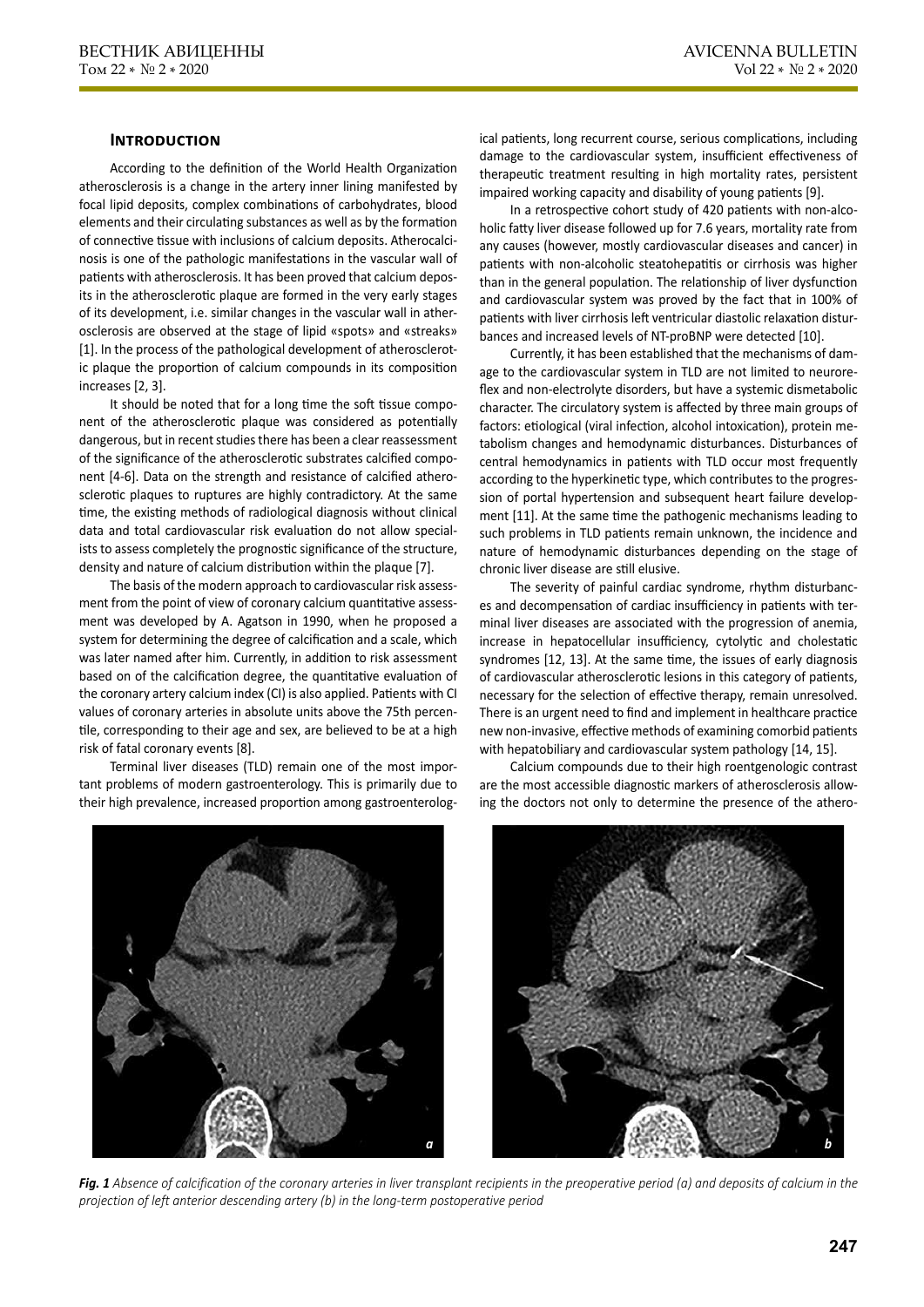## Introduction

According to the definition of the World Health Organization atherosclerosis is a change in the artery inner lining manifested by focal lipid deposits, complex combinations of carbohydrates, blood elements and their circulating substances as well as by the formation of connective tissue with inclusions of calcium deposits. Atherocalcinosis is one of the pathologic manifestations in the vascular wall of patients with atherosclerosis. It has been proved that calcium deposits in the atherosclerotic plaque are formed in the very early stages of its development, i.e. similar changes in the vascular wall in atherosclerosis are observed at the stage of lipid «spots» and «streaks» [1]. In the process of the pathological development of atherosclerotic plaque the proportion of calcium compounds in its composition increases [2, 3].

It should be noted that for a long time the soft tissue component of the atherosclerotic plaque was considered as potentially dangerous, but in recent studies there has been a clear reassessment of the significance of the atherosclerotic substrates calcified component [4-6]. Data on the strength and resistance of calcified atherosclerotic plaques to ruptures are highly contradictory. At the same time, the existing methods of radiological diagnosis without clinical data and total cardiovascular risk evaluation do not allow specialists to assess completely the prognostic significance of the structure, density and nature of calcium distribution within the plaque [7].

The basis of the modern approach to cardiovascular risk assessment from the point of view of coronary calcium quantitative assessment was developed by A. Agatson in 1990, when he proposed a system for determining the degree of calcification and a scale, which was later named after him. Currently, in addition to risk assessment based on of the calcification degree, the quantitative evaluation of the coronary artery calcium index (CI) is also applied. Patients with CI values of coronary arteries in absolute units above the 75th percentile, corresponding to their age and sex, are believed to be at a high risk of fatal coronary events [8].

Terminal liver diseases (TLD) remain one of the most important problems of modern gastroenterology. This is primarily due to their high prevalence, increased proportion among gastroenterological patients, long recurrent course, serious complications, including damage to the cardiovascular system, insufficient effectiveness of therapeutic treatment resulting in high mortality rates, persistent impaired working capacity and disability of young patients [9].

In a retrospective cohort study of 420 patients with non-alcoholic fatty liver disease followed up for 7.6 years, mortality rate from any causes (however, mostly cardiovascular diseases and cancer) in patients with non-alcoholic steatohepatitis or cirrhosis was higher than in the general population. The relationship of liver dysfunction and cardiovascular system was proved by the fact that in 100% of patients with liver cirrhosis left ventricular diastolic relaxation disturbances and increased levels of NT-proBNP were detected [10].

Currently, it has been established that the mechanisms of damage to the cardiovascular system in TLD are not limited to neuroreflex and non-electrolyte disorders, but have a systemic dismetabolic character. The circulatory system is affected by three main groups of factors: etiological (viral infection, alcohol intoxication), protein metabolism changes and hemodynamic disturbances. Disturbances of central hemodynamics in patients with TLD occur most frequently according to the hyperkinetic type, which contributes to the progression of portal hypertension and subsequent heart failure development [11]. At the same time the pathogenic mechanisms leading to such problems in TLD patients remain unknown, the incidence and nature of hemodynamic disturbances depending on the stage of chronic liver disease are still elusive.

The severity of painful cardiac syndrome, rhythm disturbances and decompensation of cardiac insufficiency in patients with terminal liver diseases are associated with the progression of anemia, increase in hepatocellular insufficiency, cytolytic and cholestatic syndromes [12, 13]. At the same time, the issues of early diagnosis of cardiovascular atherosclerotic lesions in this category of patients, necessary for the selection of effective therapy, remain unresolved. There is an urgent need to find and implement in healthcare practice new non-invasive, effective methods of examining comorbid patients with hepatobiliary and cardiovascular system pathology [14, 15].

Calcium compounds due to their high roentgenologic contrast are the most accessible diagnostic markers of atherosclerosis allowing the doctors not only to determine the presence of the athero-

***Fig. 1*** *Absence of calcification of the coronary arteries in liver transplant recipients in the preoperative period (a) and deposits of calcium in the projection of left anterior descending artery (b) in the long-term postoperative period*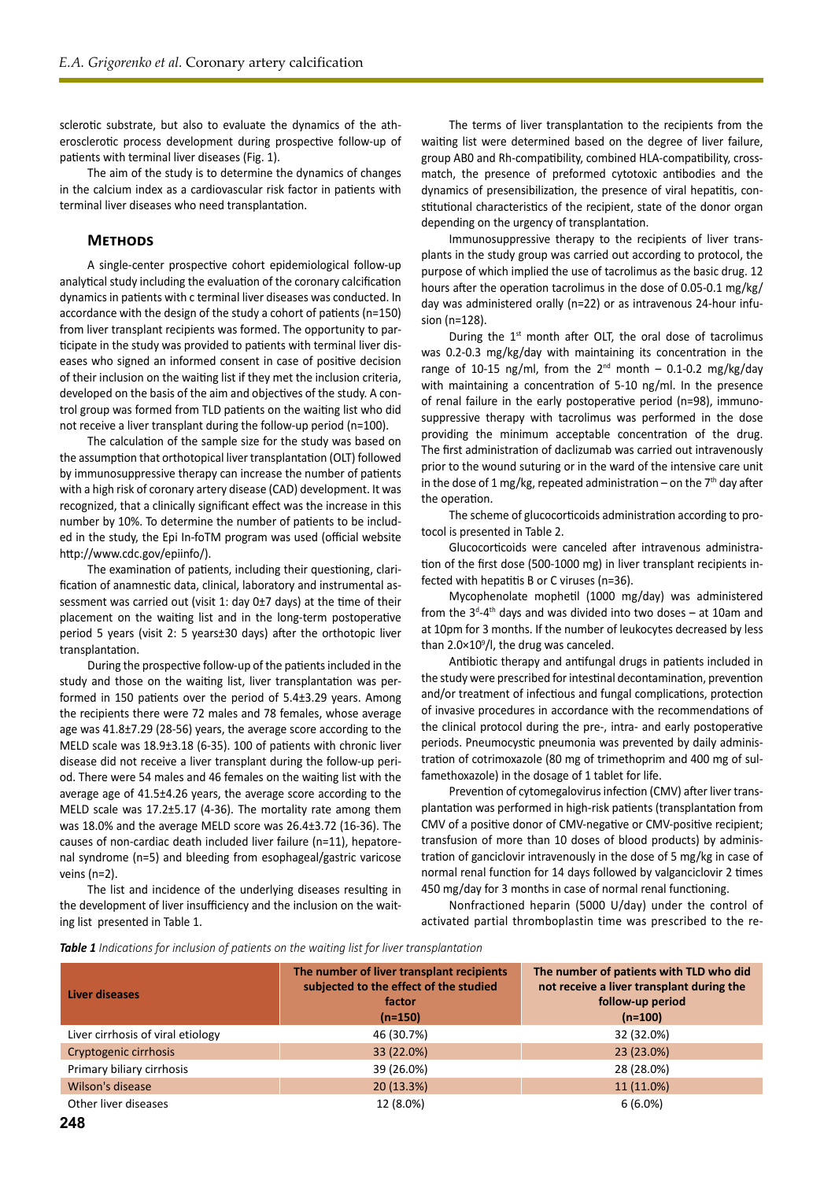sclerotic substrate, but also to evaluate the dynamics of the atherosclerotic process development during prospective follow-up of patients with terminal liver diseases (Fig. 1).

The aim of the study is to determine the dynamics of changes in the calcium index as a cardiovascular risk factor in patients with terminal liver diseases who need transplantation.

## Methods

A single-center prospective cohort epidemiological follow-up analytical study including the evaluation of the coronary calcification dynamics in patients with c terminal liver diseases was conducted. In accordance with the design of the study a cohort of patients (n=150) from liver transplant recipients was formed. The opportunity to participate in the study was provided to patients with terminal liver diseases who signed an informed consent in case of positive decision of their inclusion on the waiting list if they met the inclusion criteria, developed on the basis of the aim and objectives of the study. A control group was formed from TLD patients on the waiting list who did not receive a liver transplant during the follow-up period (n=100).

The calculation of the sample size for the study was based on the assumption that orthotopical liver transplantation (OLT) followed by immunosuppressive therapy can increase the number of patients with a high risk of coronary artery disease (CAD) development. It was recognized, that a clinically significant effect was the increase in this number by 10%. To determine the number of patients to be included in the study, the Epi In-foTM program was used (official website http://www.cdc.gov/epiinfo/).

The examination of patients, including their questioning, clarification of anamnestic data, clinical, laboratory and instrumental assessment was carried out (visit 1: day 0±7 days) at the time of their placement on the waiting list and in the long-term postoperative period 5 years (visit 2: 5 years±30 days) after the orthotopic liver transplantation.

During the prospective follow-up of the patients included in the study and those on the waiting list, liver transplantation was performed in 150 patients over the period of 5.4±3.29 years. Among the recipients there were 72 males and 78 females, whose average age was 41.8±7.29 (28-56) years, the average score according to the MELD scale was 18.9±3.18 (6-35). 100 of patients with chronic liver disease did not receive a liver transplant during the follow-up period. There were 54 males and 46 females on the waiting list with the average age of 41.5±4.26 years, the average score according to the MELD scale was 17.2±5.17 (4-36). The mortality rate among them was 18.0% and the average MELD score was 26.4±3.72 (16-36). The causes of non-cardiac death included liver failure (n=11), hepatorenal syndrome (n=5) and bleeding from esophageal/gastric varicose veins (n=2).

The list and incidence of the underlying diseases resulting in the development of liver insufficiency and the inclusion on the waiting list presented in Table 1.

The terms of liver transplantation to the recipients from the waiting list were determined based on the degree of liver failure, group AB0 and Rh-compatibility, combined HLA-compatibility, cross-match, the presence of preformed cytotoxic antibodies and the dynamics of presensibilization, the presence of viral hepatitis, constitutional characteristics of the recipient, state of the donor organ depending on the urgency of transplantation.

Immunosuppressive therapy to the recipients of liver transplants in the study group was carried out according to protocol, the purpose of which implied the use of tacrolimus as the basic drug. 12 hours after the operation tacrolimus in the dose of 0.05-0.1 mg/kg/day was administered orally (n=22) or as intravenous 24-hour infusion (n=128).

During the 1st month after OLT, the oral dose of tacrolimus was 0.2-0.3 mg/kg/day with maintaining its concentration in the range of 10-15 ng/ml, from the 2nd month – 0.1-0.2 mg/kg/day with maintaining a concentration of 5-10 ng/ml. In the presence of renal failure in the early postoperative period (n=98), immunosuppressive therapy with tacrolimus was performed in the dose providing the minimum acceptable concentration of the drug. The first administration of daclizumab was carried out intravenously prior to the wound suturing or in the ward of the intensive care unit in the dose of 1 mg/kg, repeated administration – on the 7th day after the operation.

The scheme of glucocorticoids administration according to protocol is presented in Table 2.

Glucocorticoids were canceled after intravenous administration of the first dose (500-1000 mg) in liver transplant recipients infected with hepatitis B or C viruses (n=36).

Mycophenolate mophetil (1000 mg/day) was administered from the 3d-4th days and was divided into two doses – at 10am and at 10pm for 3 months. If the number of leukocytes decreased by less than $2.0{\times}10^9$/l, the drug was canceled.

Antibiotic therapy and antifungal drugs in patients included in the study were prescribed for intestinal decontamination, prevention and/or treatment of infectious and fungal complications, protection of invasive procedures in accordance with the recommendations of the clinical protocol during the pre-, intra- and early postoperative periods. Pneumocystic pneumonia was prevented by daily administration of cotrimoxazole (80 mg of trimethoprim and 400 mg of sulfamethoxazole) in the dosage of 1 tablet for life.

Prevention of cytomegalovirus infection (CMV) after liver transplantation was performed in high-risk patients (transplantation from CMV of a positive donor of CMV-negative or CMV-positive recipient; transfusion of more than 10 doses of blood products) by administration of ganciclovir intravenously in the dose of 5 mg/kg in case of normal renal function for 14 days followed by valganciclovir 2 times 450 mg/day for 3 months in case of normal renal functioning.

Nonfractioned heparin (5000 U/day) under the control of activated partial thromboplastin time was prescribed to the re-

***Table 1*** *Indications for inclusion of patients on the waiting list for liver transplantation*

| Liver diseases | The number of liver transplant recipients subjected to the effect of the studied factor (n=150) | The number of patients with TLD who did not receive a liver transplant during the follow-up period (n=100) |
|---|---|---|
| Liver cirrhosis of viral etiology | 46 (30.7%) | 32 (32.0%) |
| Cryptogenic cirrhosis | 33 (22.0%) | 23 (23.0%) |
| Primary biliary cirrhosis | 39 (26.0%) | 28 (28.0%) |
| Wilson's disease | 20 (13.3%) | 11 (11.0%) |
| Other liver diseases | 12 (8.0%) | 6 (6.0%) |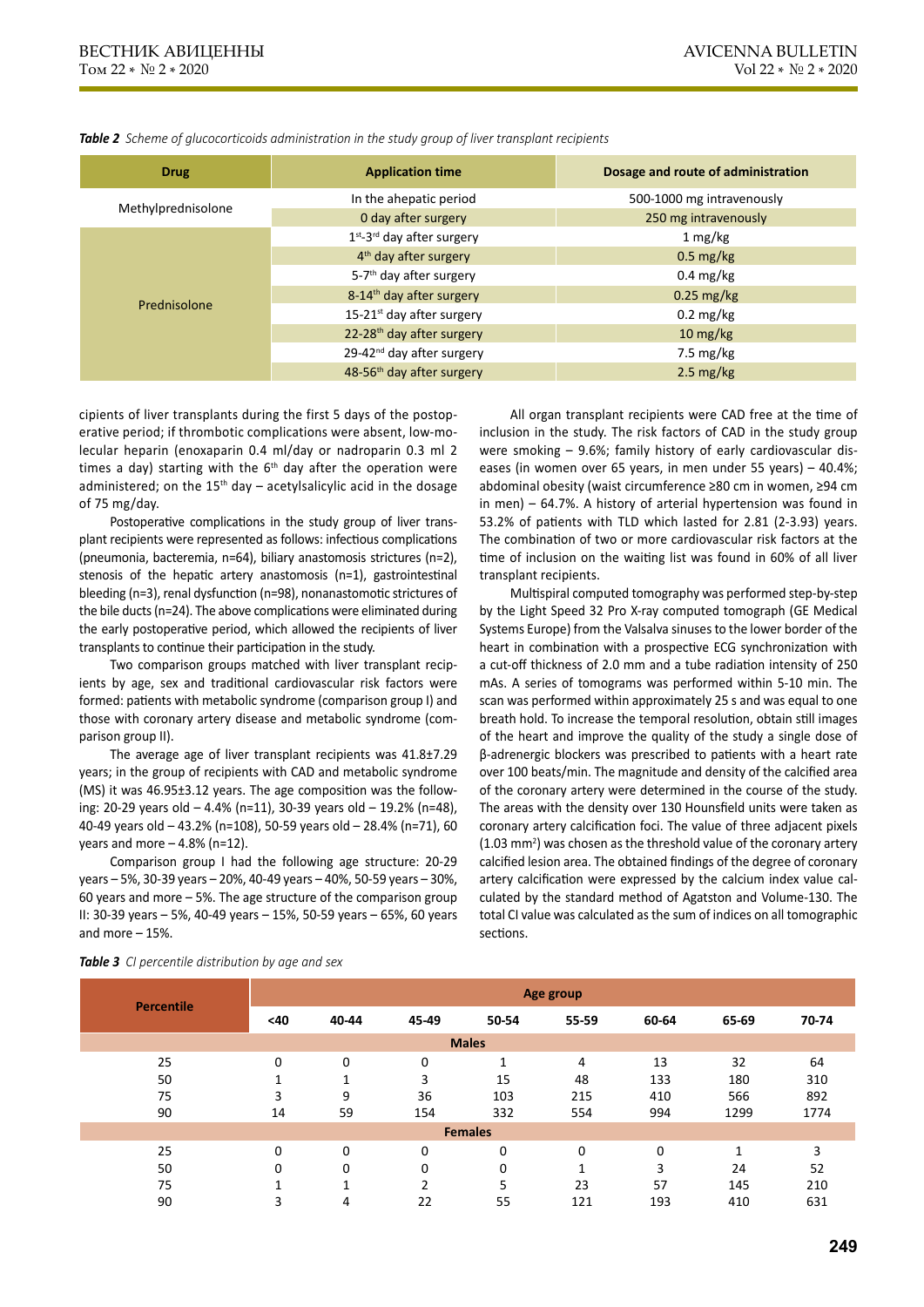***Table 2*** *Scheme of glucocorticoids administration in the study group of liver transplant recipients*

| Drug | Application time | Dosage and route of administration |
|---|---|---|
| Methylprednisolone | In the ahepatic period | 500-1000 mg intravenously |
| | 0 day after surgery | 250 mg intravenously |
| Prednisolone | 1st-3rd day after surgery | 1 mg/kg |
| | 4th day after surgery | 0.5 mg/kg |
| | 5-7th day after surgery | 0.4 mg/kg |
| | 8-14th day after surgery | 0.25 mg/kg |
| | 15-21st day after surgery | 0.2 mg/kg |
| | 22-28th day after surgery | 10 mg/kg |
| | 29-42nd day after surgery | 7.5 mg/kg |
| | 48-56th day after surgery | 2.5 mg/kg |

cipients of liver transplants during the first 5 days of the postoperative period; if thrombotic complications were absent, low-molecular heparin (enoxaparin 0.4 ml/day or nadroparin 0.3 ml 2 times a day) starting with the 6th day after the operation were administered; on the 15th day – acetylsalicylic acid in the dosage of 75 mg/day.

Postoperative complications in the study group of liver transplant recipients were represented as follows: infectious complications (pneumonia, bacteremia, n=64), biliary anastomosis strictures (n=2), stenosis of the hepatic artery anastomosis (n=1), gastrointestinal bleeding (n=3), renal dysfunction (n=98), nonanastomotic strictures of the bile ducts (n=24). The above complications were eliminated during the early postoperative period, which allowed the recipients of liver transplants to continue their participation in the study.

Two comparison groups matched with liver transplant recipients by age, sex and traditional cardiovascular risk factors were formed: patients with metabolic syndrome (comparison group I) and those with coronary artery disease and metabolic syndrome (comparison group II).

The average age of liver transplant recipients was 41.8±7.29 years; in the group of recipients with CAD and metabolic syndrome (MS) it was 46.95±3.12 years. The age composition was the following: 20-29 years old – 4.4% (n=11), 30-39 years old – 19.2% (n=48), 40-49 years old – 43.2% (n=108), 50-59 years old – 28.4% (n=71), 60 years and more – 4.8% (n=12).

Comparison group I had the following age structure: 20-29 years – 5%, 30-39 years – 20%, 40-49 years – 40%, 50-59 years – 30%, 60 years and more – 5%. The age structure of the comparison group II: 30-39 years – 5%, 40-49 years – 15%, 50-59 years – 65%, 60 years and more – 15%.

All organ transplant recipients were CAD free at the time of inclusion in the study. The risk factors of CAD in the study group were smoking – 9.6%; family history of early cardiovascular diseases (in women over 65 years, in men under 55 years) – 40.4%; abdominal obesity (waist circumference ≥80 cm in women, ≥94 cm in men) – 64.7%. A history of arterial hypertension was found in 53.2% of patients with TLD which lasted for 2.81 (2-3.93) years. The combination of two or more cardiovascular risk factors at the time of inclusion on the waiting list was found in 60% of all liver transplant recipients.

Multispiral computed tomography was performed step-by-step by the Light Speed 32 Pro X-ray computed tomograph (GE Medical Systems Europe) from the Valsalva sinuses to the lower border of the heart in combination with a prospective ECG synchronization with a cut-off thickness of 2.0 mm and a tube radiation intensity of 250 mAs. A series of tomograms was performed within 5-10 min. The scan was performed within approximately 25 s and was equal to one breath hold. To increase the temporal resolution, obtain still images of the heart and improve the quality of the study a single dose of β-adrenergic blockers was prescribed to patients with a heart rate over 100 beats/min. The magnitude and density of the calcified area of the coronary artery were determined in the course of the study. The areas with the density over 130 Hounsfield units were taken as coronary artery calcification foci. The value of three adjacent pixels (1.03 mm$^2$) was chosen as the threshold value of the coronary artery calcified lesion area. The obtained findings of the degree of coronary artery calcification were expressed by the calcium index value calculated by the standard method of Agatston and Volume-130. The total CI value was calculated as the sum of indices on all tomographic sections.

***Table 3*** *CI percentile distribution by age and sex*

| Percentile | Age group | | | | | | | |
|---|---|---|---|---|---|---|---|---|
| | <40 | 40-44 | 45-49 | 50-54 | 55-59 | 60-64 | 65-69 | 70-74 |
| **Males** | | | | | | | | |
| 25 | 0 | 0 | 0 | 1 | 4 | 13 | 32 | 64 |
| 50 | 1 | 1 | 3 | 15 | 48 | 133 | 180 | 310 |
| 75 | 3 | 9 | 36 | 103 | 215 | 410 | 566 | 892 |
| 90 | 14 | 59 | 154 | 332 | 554 | 994 | 1299 | 1774 |
| **Females** | | | | | | | | |
| 25 | 0 | 0 | 0 | 0 | 0 | 0 | 1 | 3 |
| 50 | 0 | 0 | 0 | 0 | 1 | 3 | 24 | 52 |
| 75 | 1 | 1 | 2 | 5 | 23 | 57 | 145 | 210 |
| 90 | 3 | 4 | 22 | 55 | 121 | 193 | 410 | 631 |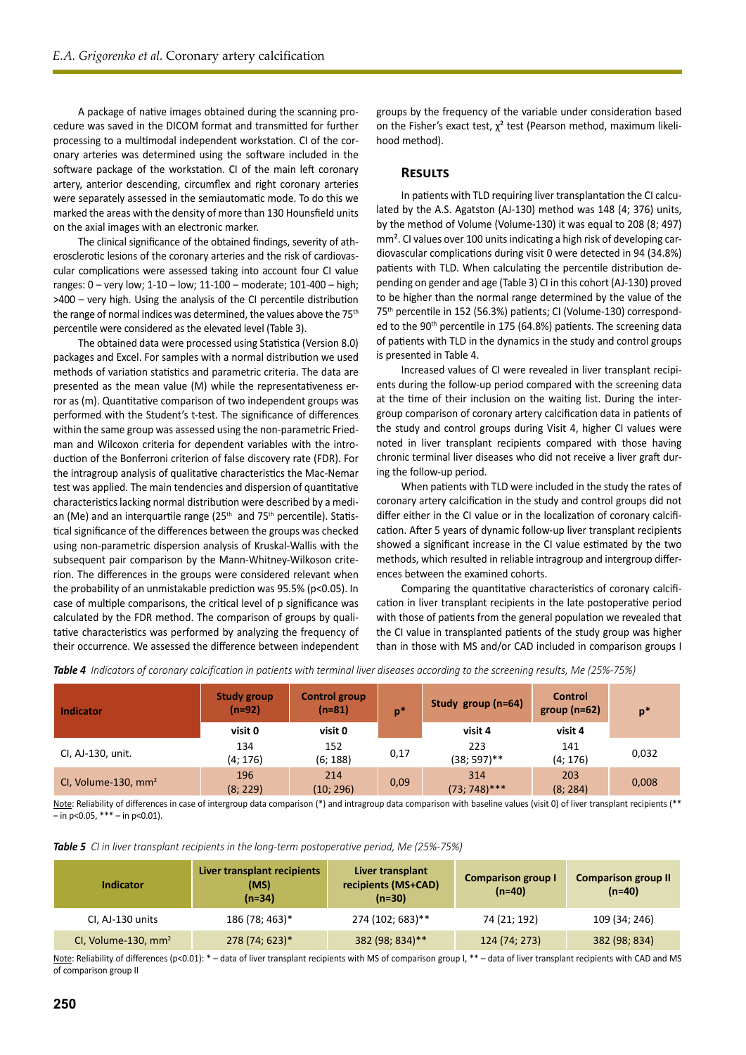A package of native images obtained during the scanning procedure was saved in the DICOM format and transmitted for further processing to a multimodal independent workstation. CI of the coronary arteries was determined using the software included in the software package of the workstation. CI of the main left coronary artery, anterior descending, circumflex and right coronary arteries were separately assessed in the semiautomatic mode. To do this we marked the areas with the density of more than 130 Hounsfield units on the axial images with an electronic marker.

The clinical significance of the obtained findings, severity of atherosclerotic lesions of the coronary arteries and the risk of cardiovascular complications were assessed taking into account four CI value ranges: 0 – very low; 1-10 – low; 11-100 – moderate; 101-400 – high; >400 – very high. Using the analysis of the CI percentile distribution the range of normal indices was determined, the values above the 75th percentile were considered as the elevated level (Table 3).

The obtained data were processed using Statistica (Version 8.0) packages and Excel. For samples with a normal distribution we used methods of variation statistics and parametric criteria. The data are presented as the mean value (M) while the representativeness error as (m). Quantitative comparison of two independent groups was performed with the Student's t-test. The significance of differences within the same group was assessed using the non-parametric Friedman and Wilcoxon criteria for dependent variables with the introduction of the Bonferroni criterion of false discovery rate (FDR). For the intragroup analysis of qualitative characteristics the Mac-Nemar test was applied. The main tendencies and dispersion of quantitative characteristics lacking normal distribution were described by a median (Me) and an interquartile range (25th and 75th percentile). Statistical significance of the differences between the groups was checked using non-parametric dispersion analysis of Kruskal-Wallis with the subsequent pair comparison by the Mann-Whitney-Wilkoson criterion. The differences in the groups were considered relevant when the probability of an unmistakable prediction was 95.5% ($p<0.05$). In case of multiple comparisons, the critical level of p significance was calculated by the FDR method. The comparison of groups by qualitative characteristics was performed by analyzing the frequency of their occurrence. We assessed the difference between independent groups by the frequency of the variable under consideration based on the Fisher's exact test, $\chi^2$ test (Pearson method, maximum likelihood method).

## Results

In patients with TLD requiring liver transplantation the CI calculated by the A.S. Agatston (AJ-130) method was 148 (4; 376) units, by the method of Volume (Volume-130) it was equal to 208 (8; 497) mm². CI values over 100 units indicating a high risk of developing cardiovascular complications during visit 0 were detected in 94 (34.8%) patients with TLD. When calculating the percentile distribution depending on gender and age (Table 3) CI in this cohort (AJ-130) proved to be higher than the normal range determined by the value of the 75th percentile in 152 (56.3%) patients; CI (Volume-130) corresponded to the 90th percentile in 175 (64.8%) patients. The screening data of patients with TLD in the dynamics in the study and control groups is presented in Table 4.

Increased values of CI were revealed in liver transplant recipients during the follow-up period compared with the screening data at the time of their inclusion on the waiting list. During the intergroup comparison of coronary artery calcification data in patients of the study and control groups during Visit 4, higher CI values were noted in liver transplant recipients compared with those having chronic terminal liver diseases who did not receive a liver graft during the follow-up period.

When patients with TLD were included in the study the rates of coronary artery calcification in the study and control groups did not differ either in the CI value or in the localization of coronary calcification. After 5 years of dynamic follow-up liver transplant recipients showed a significant increase in the CI value estimated by the two methods, which resulted in reliable intragroup and intergroup differences between the examined cohorts.

Comparing the quantitative characteristics of coronary calcification in liver transplant recipients in the late postoperative period with those of patients from the general population we revealed that the CI value in transplanted patients of the study group was higher than in those with MS and/or CAD included in comparison groups I

***Table 4*** *Indicators of coronary calcification in patients with terminal liver diseases according to the screening results, Me (25%-75%)*

| Indicator | Study group (n=92) | Control group (n=81) | p* | Study group (n=64) | Control group (n=62) | p* |
|---|---|---|---|---|---|---|
| | visit 0 | visit 0 | | visit 4 | visit 4 | |
| CI, AJ-130, unit. | 134 (4; 176) | 152 (6; 188) | 0,17 | 223 (38; 597)** | 141 (4; 176) | 0,032 |
| CI, Volume-130, mm² | 196 (8; 229) | 214 (10; 296) | 0,09 | 314 (73; 748)*** | 203 (8; 284) | 0,008 |

Note: Reliability of differences in case of intergroup data comparison (*) and intragroup data comparison with baseline values (visit 0) of liver transplant recipients (** – in p<0.05, *** – in p<0.01).

***Table 5*** *CI in liver transplant recipients in the long-term postoperative period, Me (25%-75%)*

| Indicator | Liver transplant recipients (MS) (n=34) | Liver transplant recipients (MS+CAD) (n=30) | Comparison group I (n=40) | Comparison group II (n=40) |
|---|---|---|---|---|
| CI, AJ-130 units | 186 (78; 463)* | 274 (102; 683)** | 74 (21; 192) | 109 (34; 246) |
| CI, Volume-130, mm² | 278 (74; 623)* | 382 (98; 834)** | 124 (74; 273) | 382 (98; 834) |

Note: Reliability of differences (p<0.01): * – data of liver transplant recipients with MS of comparison group I, ** – data of liver transplant recipients with CAD and MS of comparison group II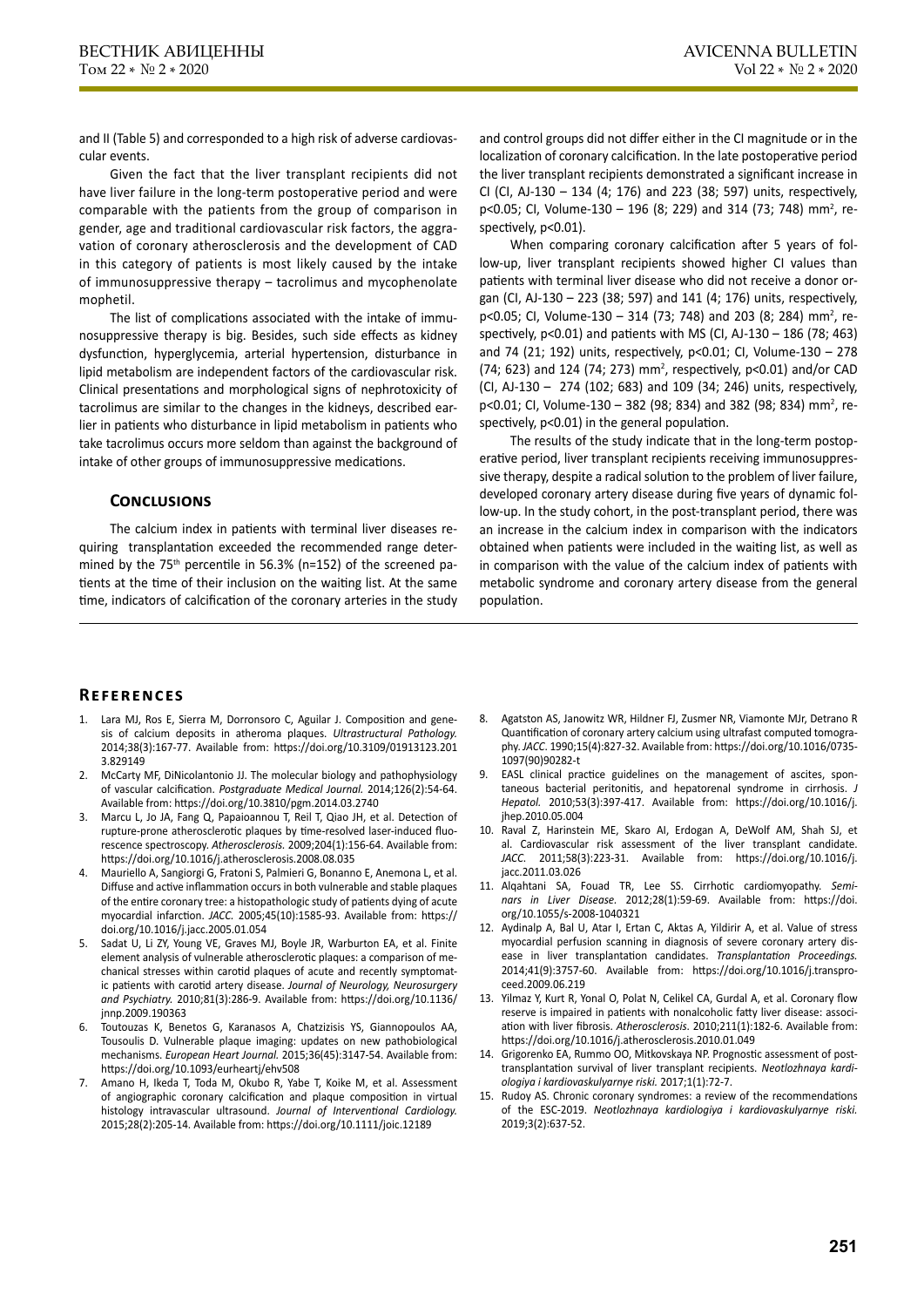and II (Table 5) and corresponded to a high risk of adverse cardiovascular events.

Given the fact that the liver transplant recipients did not have liver failure in the long-term postoperative period and were comparable with the patients from the group of comparison in gender, age and traditional cardiovascular risk factors, the aggravation of coronary atherosclerosis and the development of CAD in this category of patients is most likely caused by the intake of immunosuppressive therapy – tacrolimus and mycophenolate mophetil.

The list of complications associated with the intake of immunosuppressive therapy is big. Besides, such side effects as kidney dysfunction, hyperglycemia, arterial hypertension, disturbance in lipid metabolism are independent factors of the cardiovascular risk. Clinical presentations and morphological signs of nephrotoxicity of tacrolimus are similar to the changes in the kidneys, described earlier in patients who disturbance in lipid metabolism in patients who take tacrolimus occurs more seldom than against the background of intake of other groups of immunosuppressive medications.

## Conclusions

The calcium index in patients with terminal liver diseases requiring transplantation exceeded the recommended range determined by the 75[th] percentile in 56.3% (n=152) of the screened patients at the time of their inclusion on the waiting list. At the same time, indicators of calcification of the coronary arteries in the study and control groups did not differ either in the CI magnitude or in the localization of coronary calcification. In the late postoperative period the liver transplant recipients demonstrated a significant increase in CI (CI, AJ-130 – 134 (4; 176) and 223 (38; 597) units, respectively, $p<0.05$; CI, Volume-130 – 196 (8; 229) and 314 (73; 748) mm$^2$, respectively, $p<0.01$).

When comparing coronary calcification after 5 years of follow-up, liver transplant recipients showed higher CI values than patients with terminal liver disease who did not receive a donor organ (CI, AJ-130 – 223 (38; 597) and 141 (4; 176) units, respectively, $p<0.05$; CI, Volume-130 – 314 (73; 748) and 203 (8; 284) mm$^2$, respectively, $p<0.01$) and patients with MS (CI, AJ-130 – 186 (78; 463) and 74 (21; 192) units, respectively, $p<0.01$; CI, Volume-130 – 278 (74; 623) and 124 (74; 273) mm$^2$, respectively, $p<0.01$) and/or CAD (CI, AJ-130 – 274 (102; 683) and 109 (34; 246) units, respectively, $p<0.01$; CI, Volume-130 – 382 (98; 834) and 382 (98; 834) mm$^2$, respectively, $p<0.01$) in the general population.

The results of the study indicate that in the long-term postoperative period, liver transplant recipients receiving immunosuppressive therapy, despite a radical solution to the problem of liver failure, developed coronary artery disease during five years of dynamic follow-up. In the study cohort, in the post-transplant period, there was an increase in the calcium index in comparison with the indicators obtained when patients were included in the waiting list, as well as in comparison with the value of the calcium index of patients with metabolic syndrome and coronary artery disease from the general population.

## References

1. Lara MJ, Ros E, Sierra M, Dorronsoro C, Aguilar J. Composition and genesis of calcium deposits in atheroma plaques. *Ultrastructural Pathology.* 2014;38(3):167-77. Available from: https://doi.org/10.3109/01913123.2013.829149
2. McCarty MF, DiNicolantonio JJ. The molecular biology and pathophysiology of vascular calcification. *Postgraduate Medical Journal.* 2014;126(2):54-64. Available from: https://doi.org/10.3810/pgm.2014.03.2740
3. Marcu L, Jo JA, Fang Q, Papaioannou T, Reil T, Qiao JH, et al. Detection of rupture-prone atherosclerotic plaques by time-resolved laser-induced fluorescence spectroscopy. *Atherosclerosis.* 2009;204(1):156-64. Available from: https://doi.org/10.1016/j.atherosclerosis.2008.08.035
4. Mauriello A, Sangiorgi G, Fratoni S, Palmieri G, Bonanno E, Anemona L, et al. Diffuse and active inflammation occurs in both vulnerable and stable plaques of the entire coronary tree: a histopathologic study of patients dying of acute myocardial infarction. *JACC.* 2005;45(10):1585-93. Available from: https://doi.org/10.1016/j.jacc.2005.01.054
5. Sadat U, Li ZY, Young VE, Graves MJ, Boyle JR, Warburton EA, et al. Finite element analysis of vulnerable atherosclerotic plaques: a comparison of mechanical stresses within carotid plaques of acute and recently symptomatic patients with carotid artery disease. *Journal of Neurology, Neurosurgery and Psychiatry.* 2010;81(3):286-9. Available from: https://doi.org/10.1136/jnnp.2009.190363
6. Toutouzas K, Benetos G, Karanasos A, Chatzizisis YS, Giannopoulos AA, Tousoulis D. Vulnerable plaque imaging: updates on new pathobiological mechanisms. *European Heart Journal.* 2015;36(45):3147-54. Available from: https://doi.org/10.1093/eurheartj/ehv508
7. Amano H, Ikeda T, Toda M, Okubo R, Yabe T, Koike M, et al. Assessment of angiographic coronary calcification and plaque composition in virtual histology intravascular ultrasound. *Journal of Interventional Cardiology.* 2015;28(2):205-14. Available from: https://doi.org/10.1111/joic.12189
8. Agatston AS, Janowitz WR, Hildner FJ, Zusmer NR, Viamonte MJr, Detrano R Quantification of coronary artery calcium using ultrafast computed tomography. *JACC.* 1990;15(4):827-32. Available from: https://doi.org/10.1016/0735-1097(90)90282-t
9. EASL clinical practice guidelines on the management of ascites, spontaneous bacterial peritonitis, and hepatorenal syndrome in cirrhosis. *J Hepatol.* 2010;53(3):397-417. Available from: https://doi.org/10.1016/j.jhep.2010.05.004
10. Raval Z, Harinstein ME, Skaro AI, Erdogan A, DeWolf AM, Shah SJ, et al. Cardiovascular risk assessment of the liver transplant candidate. *JACC.* 2011;58(3):223-31. Available from: https://doi.org/10.1016/j.jacc.2011.03.026
11. Alqahtani SA, Fouad TR, Lee SS. Cirrhotic cardiomyopathy. *Seminars in Liver Disease.* 2012;28(1):59-69. Available from: https://doi.org/10.1055/s-2008-1040321
12. Aydinalp A, Bal U, Atar I, Ertan C, Aktas A, Yildirir A, et al. Value of stress myocardial perfusion scanning in diagnosis of severe coronary artery disease in liver transplantation candidates. *Transplantation Proceedings.* 2014;41(9):3757-60. Available from: https://doi.org/10.1016/j.transproceed.2009.06.219
13. Yilmaz Y, Kurt R, Yonal O, Polat N, Celikel CA, Gurdal A, et al. Coronary flow reserve is impaired in patients with nonalcoholic fatty liver disease: association with liver fibrosis. *Atherosclerosis.* 2010;211(1):182-6. Available from: https://doi.org/10.1016/j.atherosclerosis.2010.01.049
14. Grigorenko EA, Rummo OO, Mitkovskaya NP. Prognostic assessment of post-transplantation survival of liver transplant recipients. *Neotlozhnaya kardiologiya i kardiovaskulyarnye riski.* 2017;1(1):72-7.
15. Rudoy AS. Chronic coronary syndromes: a review of the recommendations of the ESC-2019. *Neotlozhnaya kardiologiya i kardiovaskulyarnye riski.* 2019;3(2):637-52.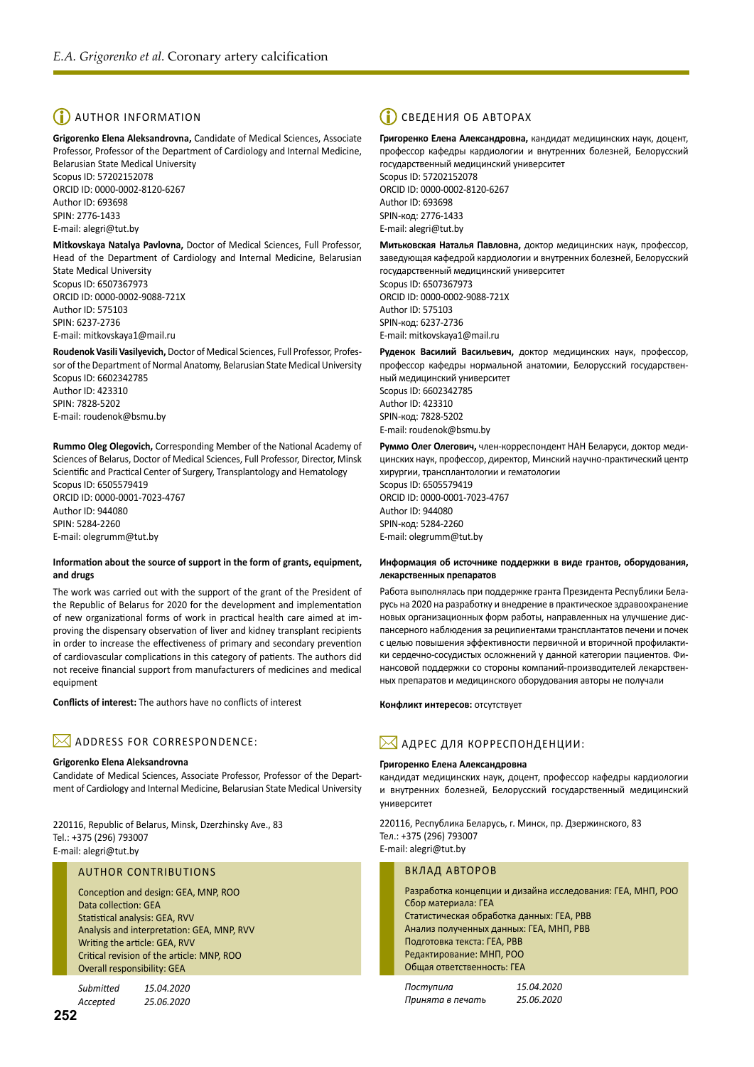## AUTHOR INFORMATION

**Grigorenko Elena Aleksandrovna,** Candidate of Medical Sciences, Associate Professor, Professor of the Department of Cardiology and Internal Medicine, Belarusian State Medical University
Scopus ID: 57202152078
ORCID ID: 0000-0002-8120-6267
Author ID: 693698
SPIN: 2776-1433
E-mail: alegri@tut.by

**Mitkovskaya Natalya Pavlovna,** Doctor of Medical Sciences, Full Professor, Head of the Department of Cardiology and Internal Medicine, Belarusian State Medical University
Scopus ID: 6507367973
ORCID ID: 0000-0002-9088-721X
Author ID: 575103
SPIN: 6237-2736
E-mail: mitkovskaya1@mail.ru

**Roudenok Vasili Vasilyevich,** Doctor of Medical Sciences, Full Professor, Professor of the Department of Normal Anatomy, Belarusian State Medical University
Scopus ID: 6602342785
Author ID: 423310
SPIN: 7828-5202
E-mail: roudenok@bsmu.by

**Rummo Oleg Olegovich,** Corresponding Member of the National Academy of Sciences of Belarus, Doctor of Medical Sciences, Full Professor, Director, Minsk Scientific and Practical Center of Surgery, Transplantology and Hematology
Scopus ID: 6505579419
ORCID ID: 0000-0001-7023-4767
Author ID: 944080
SPIN: 5284-2260
E-mail: olegrumm@tut.by

**Information about the source of support in the form of grants, equipment, and drugs**

The work was carried out with the support of the grant of the President of the Republic of Belarus for 2020 for the development and implementation of new organizational forms of work in practical health care aimed at improving the dispensary observation of liver and kidney transplant recipients in order to increase the effectiveness of primary and secondary prevention of cardiovascular complications in this category of patients. The authors did not receive financial support from manufacturers of medicines and medical equipment

**Conflicts of interest:** The authors have no conflicts of interest

## ADDRESS FOR CORRESPONDENCE:

**Grigorenko Elena Aleksandrovna**
Candidate of Medical Sciences, Associate Professor, Professor of the Department of Cardiology and Internal Medicine, Belarusian State Medical University

220116, Republic of Belarus, Minsk, Dzerzhinsky Ave., 83
Tel.: +375 (296) 793007
E-mail: alegri@tut.by

## AUTHOR CONTRIBUTIONS

Conception and design: GEA, MNP, ROO
Data collection: GEA
Statistical analysis: GEA, RVV
Analysis and interpretation: GEA, MNP, RVV
Writing the article: GEA, RVV
Critical revision of the article: MNP, ROO
Overall responsibility: GEA

*Submitted* *15.04.2020*
*Accepted* *25.06.2020*

## СВЕДЕНИЯ ОБ АВТОРАХ

**Григоренко Елена Александровна,** кандидат медицинских наук, доцент, профессор кафедры кардиологии и внутренних болезней, Белорусский государственный медицинский университет
Scopus ID: 57202152078
ORCID ID: 0000-0002-8120-6267
Author ID: 693698
SPIN-код: 2776-1433
E-mail: alegri@tut.by

**Митьковская Наталья Павловна,** доктор медицинских наук, профессор, заведующая кафедрой кардиологии и внутренних болезней, Белорусский государственный медицинский университет
Scopus ID: 6507367973
ORCID ID: 0000-0002-9088-721X
Author ID: 575103
SPIN-код: 6237-2736
E-mail: mitkovskaya1@mail.ru

**Руденок Василий Васильевич,** доктор медицинских наук, профессор, профессор кафедры нормальной анатомии, Белорусский государственный медицинский университет
Scopus ID: 6602342785
Author ID: 423310
SPIN-код: 7828-5202
E-mail: roudenok@bsmu.by

**Руммо Олег Олегович,** член-корреспондент НАН Беларуси, доктор медицинских наук, профессор, директор, Минский научно-практический центр хирургии, трансплантологии и гематологии
Scopus ID: 6505579419
ORCID ID: 0000-0001-7023-4767
Author ID: 944080
SPIN-код: 5284-2260
E-mail: olegrumm@tut.by

**Информация об источнике поддержки в виде грантов, оборудования, лекарственных препаратов**

Работа выполнялась при поддержке гранта Президента Республики Беларусь на 2020 на разработку и внедрение в практическое здравоохранение новых организационных форм работы, направленных на улучшение диспансерного наблюдения за реципиентами трансплантатов печени и почек с целью повышения эффективности первичной и вторичной профилактики сердечно-сосудистых осложнений у данной категории пациентов. Финансовой поддержки со стороны компаний-производителей лекарственных препаратов и медицинского оборудования авторы не получали

**Конфликт интересов:** отсутствует

## АДРЕС ДЛЯ КОРРЕСПОНДЕНЦИИ:

**Григоренко Елена Александровна**
кандидат медицинских наук, доцент, профессор кафедры кардиологии и внутренних болезней, Белорусский государственный медицинский университет

220116, Республика Беларусь, г. Минск, пр. Дзержинского, 83
Тел.: +375 (296) 793007
E-mail: alegri@tut.by

## ВКЛАД АВТОРОВ

Разработка концепции и дизайна исследования: ГЕА, МНП, РОО
Сбор материала: ГЕА
Статистическая обработка данных: ГЕА, РВВ
Анализ полученных данных: ГЕА, МНП, РВВ
Подготовка текста: ГЕА, РВВ
Редактирование: МНП, РОО
Общая ответственность: ГЕА

*Поступила* *15.04.2020*
*Принята в печать* *25.06.2020*